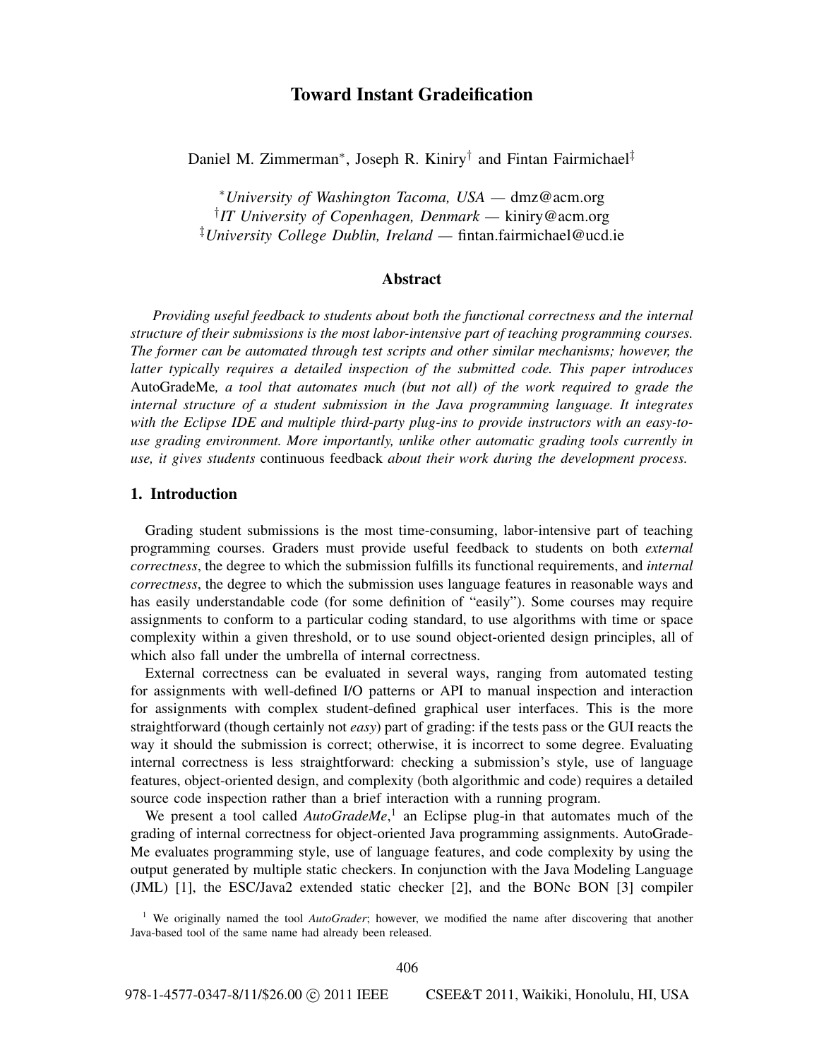# Toward Instant Gradeification

Daniel M. Zimmerman[*], Joseph R. Kiniry[†] and Fintan Fairmichael[‡]

[*]*University of Washington Tacoma, USA* — dmz@acm.org
[†]*IT University of Copenhagen, Denmark* — kiniry@acm.org
[‡]*University College Dublin, Ireland* — fintan.fairmichael@ucd.ie

## Abstract

*Providing useful feedback to students about both the functional correctness and the internal structure of their submissions is the most labor-intensive part of teaching programming courses. The former can be automated through test scripts and other similar mechanisms; however, the latter typically requires a detailed inspection of the submitted code. This paper introduces* AutoGradeMe*, a tool that automates much (but not all) of the work required to grade the internal structure of a student submission in the Java programming language. It integrates with the Eclipse IDE and multiple third-party plug-ins to provide instructors with an easy-to-use grading environment. More importantly, unlike other automatic grading tools currently in use, it gives students* continuous feedback *about their work during the development process.*

## 1. Introduction

Grading student submissions is the most time-consuming, labor-intensive part of teaching programming courses. Graders must provide useful feedback to students on both *external correctness*, the degree to which the submission fulfills its functional requirements, and *internal correctness*, the degree to which the submission uses language features in reasonable ways and has easily understandable code (for some definition of "easily"). Some courses may require assignments to conform to a particular coding standard, to use algorithms with time or space complexity within a given threshold, or to use sound object-oriented design principles, all of which also fall under the umbrella of internal correctness.

External correctness can be evaluated in several ways, ranging from automated testing for assignments with well-defined I/O patterns or API to manual inspection and interaction for assignments with complex student-defined graphical user interfaces. This is the more straightforward (though certainly not *easy*) part of grading: if the tests pass or the GUI reacts the way it should the submission is correct; otherwise, it is incorrect to some degree. Evaluating internal correctness is less straightforward: checking a submission's style, use of language features, object-oriented design, and complexity (both algorithmic and code) requires a detailed source code inspection rather than a brief interaction with a running program.

We present a tool called *AutoGradeMe*,[1] an Eclipse plug-in that automates much of the grading of internal correctness for object-oriented Java programming assignments. AutoGradeMe evaluates programming style, use of language features, and code complexity by using the output generated by multiple static checkers. In conjunction with the Java Modeling Language (JML) [1], the ESC/Java2 extended static checker [2], and the BONc BON [3] compiler

[1] We originally named the tool *AutoGrader*; however, we modified the name after discovering that another Java-based tool of the same name had already been released.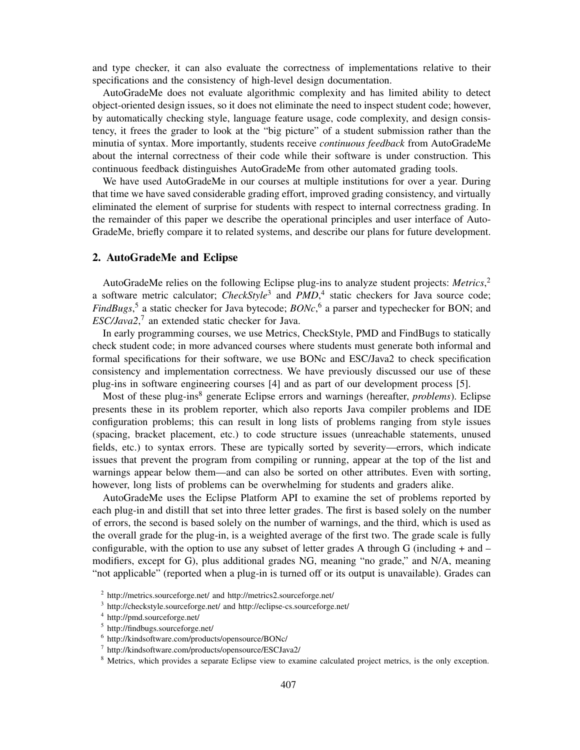and type checker, it can also evaluate the correctness of implementations relative to their specifications and the consistency of high-level design documentation.

AutoGradeMe does not evaluate algorithmic complexity and has limited ability to detect object-oriented design issues, so it does not eliminate the need to inspect student code; however, by automatically checking style, language feature usage, code complexity, and design consistency, it frees the grader to look at the "big picture" of a student submission rather than the minutia of syntax. More importantly, students receive *continuous feedback* from AutoGradeMe about the internal correctness of their code while their software is under construction. This continuous feedback distinguishes AutoGradeMe from other automated grading tools.

We have used AutoGradeMe in our courses at multiple institutions for over a year. During that time we have saved considerable grading effort, improved grading consistency, and virtually eliminated the element of surprise for students with respect to internal correctness grading. In the remainder of this paper we describe the operational principles and user interface of AutoGradeMe, briefly compare it to related systems, and describe our plans for future development.

## 2. AutoGradeMe and Eclipse

AutoGradeMe relies on the following Eclipse plug-ins to analyze student projects: *Metrics*,[2] a software metric calculator; *CheckStyle*[3] and *PMD*,[4] static checkers for Java source code; *FindBugs*,[5] a static checker for Java bytecode; *BONc*,[6] a parser and typechecker for BON; and *ESC/Java2*,[7] an extended static checker for Java.

In early programming courses, we use Metrics, CheckStyle, PMD and FindBugs to statically check student code; in more advanced courses where students must generate both informal and formal specifications for their software, we use BONc and ESC/Java2 to check specification consistency and implementation correctness. We have previously discussed our use of these plug-ins in software engineering courses [4] and as part of our development process [5].

Most of these plug-ins[8] generate Eclipse errors and warnings (hereafter, *problems*). Eclipse presents these in its problem reporter, which also reports Java compiler problems and IDE configuration problems; this can result in long lists of problems ranging from style issues (spacing, bracket placement, etc.) to code structure issues (unreachable statements, unused fields, etc.) to syntax errors. These are typically sorted by severity—errors, which indicate issues that prevent the program from compiling or running, appear at the top of the list and warnings appear below them—and can also be sorted on other attributes. Even with sorting, however, long lists of problems can be overwhelming for students and graders alike.

AutoGradeMe uses the Eclipse Platform API to examine the set of problems reported by each plug-in and distill that set into three letter grades. The first is based solely on the number of errors, the second is based solely on the number of warnings, and the third, which is used as the overall grade for the plug-in, is a weighted average of the first two. The grade scale is fully configurable, with the option to use any subset of letter grades A through G (including + and – modifiers, except for G), plus additional grades NG, meaning "no grade," and N/A, meaning "not applicable" (reported when a plug-in is turned off or its output is unavailable). Grades can

[2] http://metrics.sourceforge.net/ and http://metrics2.sourceforge.net/

[3] http://checkstyle.sourceforge.net/ and http://eclipse-cs.sourceforge.net/

[4] http://pmd.sourceforge.net/

[5] http://findbugs.sourceforge.net/

[6] http://kindsoftware.com/products/opensource/BONc/

[7] http://kindsoftware.com/products/opensource/ESCJava2/

[8] Metrics, which provides a separate Eclipse view to examine calculated project metrics, is the only exception.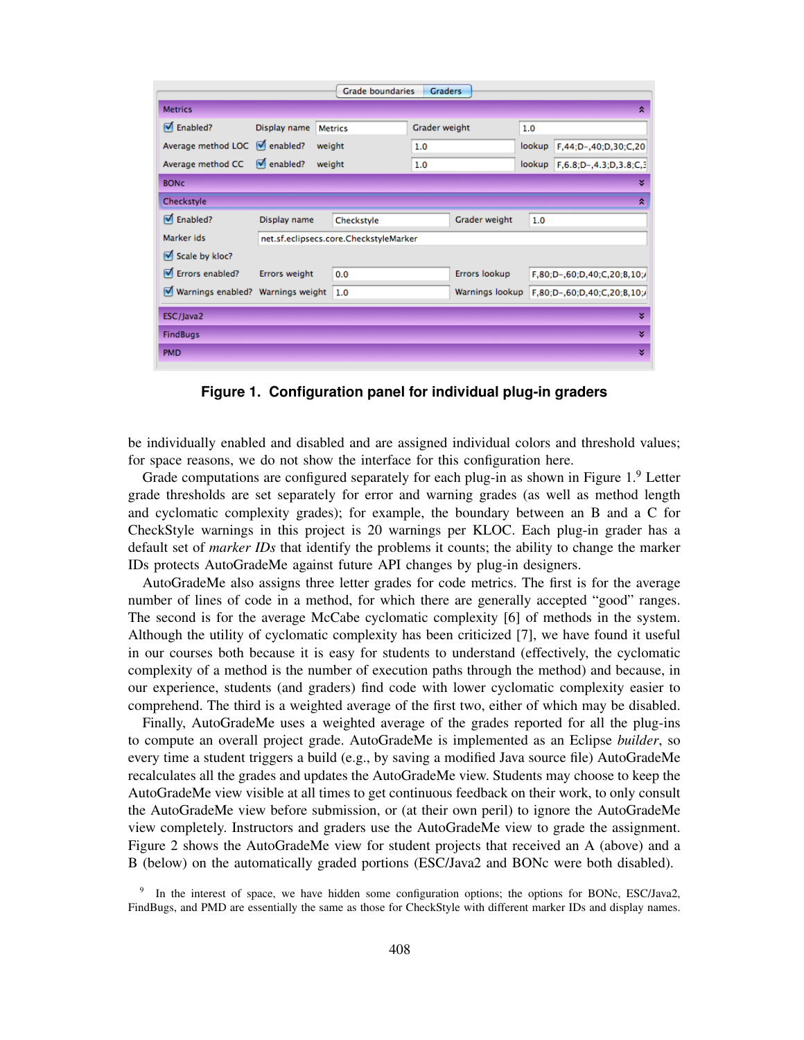Figure 1. Configuration panel for individual plug-in graders

be individually enabled and disabled and are assigned individual colors and threshold values; for space reasons, we do not show the interface for this configuration here.

Grade computations are configured separately for each plug-in as shown in Figure 1.[9] Letter grade thresholds are set separately for error and warning grades (as well as method length and cyclomatic complexity grades); for example, the boundary between an B and a C for CheckStyle warnings in this project is 20 warnings per KLOC. Each plug-in grader has a default set of *marker IDs* that identify the problems it counts; the ability to change the marker IDs protects AutoGradeMe against future API changes by plug-in designers.

AutoGradeMe also assigns three letter grades for code metrics. The first is for the average number of lines of code in a method, for which there are generally accepted "good" ranges. The second is for the average McCabe cyclomatic complexity [6] of methods in the system. Although the utility of cyclomatic complexity has been criticized [7], we have found it useful in our courses both because it is easy for students to understand (effectively, the cyclomatic complexity of a method is the number of execution paths through the method) and because, in our experience, students (and graders) find code with lower cyclomatic complexity easier to comprehend. The third is a weighted average of the first two, either of which may be disabled.

Finally, AutoGradeMe uses a weighted average of the grades reported for all the plug-ins to compute an overall project grade. AutoGradeMe is implemented as an Eclipse *builder*, so every time a student triggers a build (e.g., by saving a modified Java source file) AutoGradeMe recalculates all the grades and updates the AutoGradeMe view. Students may choose to keep the AutoGradeMe view visible at all times to get continuous feedback on their work, to only consult the AutoGradeMe view before submission, or (at their own peril) to ignore the AutoGradeMe view completely. Instructors and graders use the AutoGradeMe view to grade the assignment. Figure 2 shows the AutoGradeMe view for student projects that received an A (above) and a B (below) on the automatically graded portions (ESC/Java2 and BONc were both disabled).

[9] In the interest of space, we have hidden some configuration options; the options for BONc, ESC/Java2, FindBugs, and PMD are essentially the same as those for CheckStyle with different marker IDs and display names.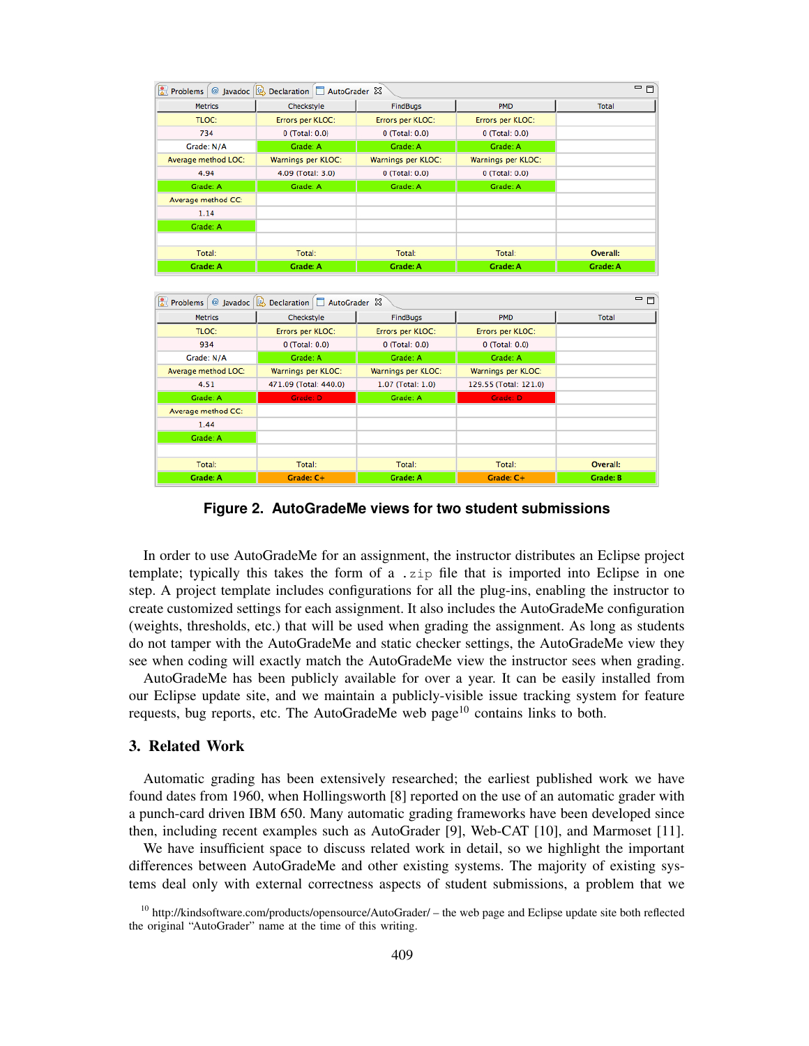| Metrics | Checkstyle | FindBugs | PMD | Total |
|---|---|---|---|---|
| TLOC: | Errors per KLOC: | Errors per KLOC: | Errors per KLOC: | |
| 734 | 0 (Total: 0.0) | 0 (Total: 0.0) | 0 (Total: 0.0) | |
| Grade: N/A | Grade: A | Grade: A | Grade: A | |
| Average method LOC: | Warnings per KLOC: | Warnings per KLOC: | Warnings per KLOC: | |
| 4.94 | 4.09 (Total: 3.0) | 0 (Total: 0.0) | 0 (Total: 0.0) | |
| Grade: A | Grade: A | Grade: A | Grade: A | |
| Average method CC: | | | | |
| 1.14 | | | | |
| Grade: A | | | | |
| | | | | |
| Total: | Total: | Total: | Total: | Overall: |
| Grade: A | Grade: A | Grade: A | Grade: A | Grade: A |

| Metrics | Checkstyle | FindBugs | PMD | Total |
|---|---|---|---|---|
| TLOC: | Errors per KLOC: | Errors per KLOC: | Errors per KLOC: | |
| 934 | 0 (Total: 0.0) | 0 (Total: 0.0) | 0 (Total: 0.0) | |
| Grade: N/A | Grade: A | Grade: A | Grade: A | |
| Average method LOC: | Warnings per KLOC: | Warnings per KLOC: | Warnings per KLOC: | |
| 4.51 | 471.09 (Total: 440.0) | 1.07 (Total: 1.0) | 129.55 (Total: 121.0) | |
| Grade: A | Grade: D | Grade: A | Grade: D | |
| Average method CC: | | | | |
| 1.44 | | | | |
| Grade: A | | | | |
| | | | | |
| Total: | Total: | Total: | Total: | Overall: |
| Grade: A | Grade: C+ | Grade: A | Grade: C+ | Grade: B |

**Figure 2. AutoGradeMe views for two student submissions**

In order to use AutoGradeMe for an assignment, the instructor distributes an Eclipse project template; typically this takes the form of a `.zip` file that is imported into Eclipse in one step. A project template includes configurations for all the plug-ins, enabling the instructor to create customized settings for each assignment. It also includes the AutoGradeMe configuration (weights, thresholds, etc.) that will be used when grading the assignment. As long as students do not tamper with the AutoGradeMe and static checker settings, the AutoGradeMe view they see when coding will exactly match the AutoGradeMe view the instructor sees when grading.

AutoGradeMe has been publicly available for over a year. It can be easily installed from our Eclipse update site, and we maintain a publicly-visible issue tracking system for feature requests, bug reports, etc. The AutoGradeMe web page[10] contains links to both.

## 3. Related Work

Automatic grading has been extensively researched; the earliest published work we have found dates from 1960, when Hollingsworth [8] reported on the use of an automatic grader with a punch-card driven IBM 650. Many automatic grading frameworks have been developed since then, including recent examples such as AutoGrader [9], Web-CAT [10], and Marmoset [11].

We have insufficient space to discuss related work in detail, so we highlight the important differences between AutoGradeMe and other existing systems. The majority of existing systems deal only with external correctness aspects of student submissions, a problem that we

[10] http://kindsoftware.com/products/opensource/AutoGrader/ – the web page and Eclipse update site both reflected the original "AutoGrader" name at the time of this writing.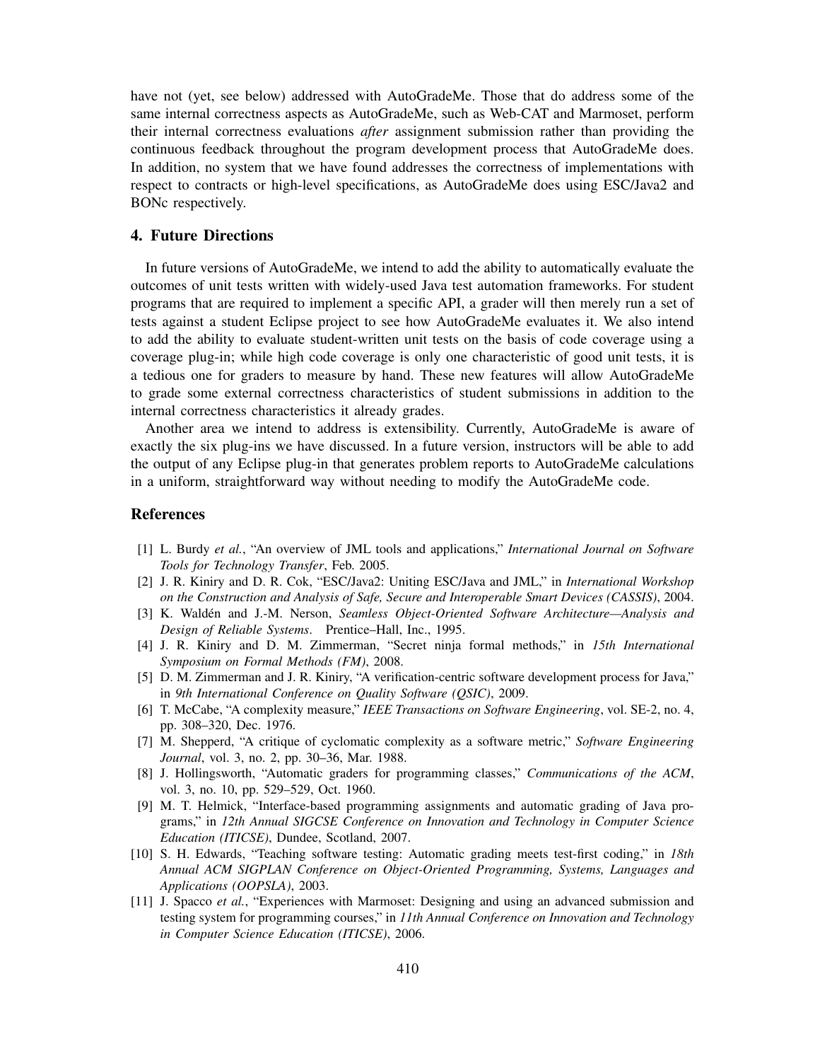have not (yet, see below) addressed with AutoGradeMe. Those that do address some of the same internal correctness aspects as AutoGradeMe, such as Web-CAT and Marmoset, perform their internal correctness evaluations *after* assignment submission rather than providing the continuous feedback throughout the program development process that AutoGradeMe does. In addition, no system that we have found addresses the correctness of implementations with respect to contracts or high-level specifications, as AutoGradeMe does using ESC/Java2 and BONc respectively.

## 4. Future Directions

In future versions of AutoGradeMe, we intend to add the ability to automatically evaluate the outcomes of unit tests written with widely-used Java test automation frameworks. For student programs that are required to implement a specific API, a grader will then merely run a set of tests against a student Eclipse project to see how AutoGradeMe evaluates it. We also intend to add the ability to evaluate student-written unit tests on the basis of code coverage using a coverage plug-in; while high code coverage is only one characteristic of good unit tests, it is a tedious one for graders to measure by hand. These new features will allow AutoGradeMe to grade some external correctness characteristics of student submissions in addition to the internal correctness characteristics it already grades.

Another area we intend to address is extensibility. Currently, AutoGradeMe is aware of exactly the six plug-ins we have discussed. In a future version, instructors will be able to add the output of any Eclipse plug-in that generates problem reports to AutoGradeMe calculations in a uniform, straightforward way without needing to modify the AutoGradeMe code.

## References

[1] L. Burdy *et al.*, "An overview of JML tools and applications," *International Journal on Software Tools for Technology Transfer*, Feb. 2005.

[2] J. R. Kiniry and D. R. Cok, "ESC/Java2: Uniting ESC/Java and JML," in *International Workshop on the Construction and Analysis of Safe, Secure and Interoperable Smart Devices (CASSIS)*, 2004.

[3] K. Waldén and J.-M. Nerson, *Seamless Object-Oriented Software Architecture—Analysis and Design of Reliable Systems*. Prentice–Hall, Inc., 1995.

[4] J. R. Kiniry and D. M. Zimmerman, "Secret ninja formal methods," in *15th International Symposium on Formal Methods (FM)*, 2008.

[5] D. M. Zimmerman and J. R. Kiniry, "A verification-centric software development process for Java," in *9th International Conference on Quality Software (QSIC)*, 2009.

[6] T. McCabe, "A complexity measure," *IEEE Transactions on Software Engineering*, vol. SE-2, no. 4, pp. 308–320, Dec. 1976.

[7] M. Shepperd, "A critique of cyclomatic complexity as a software metric," *Software Engineering Journal*, vol. 3, no. 2, pp. 30–36, Mar. 1988.

[8] J. Hollingsworth, "Automatic graders for programming classes," *Communications of the ACM*, vol. 3, no. 10, pp. 529–529, Oct. 1960.

[9] M. T. Helmick, "Interface-based programming assignments and automatic grading of Java programs," in *12th Annual SIGCSE Conference on Innovation and Technology in Computer Science Education (ITICSE)*, Dundee, Scotland, 2007.

[10] S. H. Edwards, "Teaching software testing: Automatic grading meets test-first coding," in *18th Annual ACM SIGPLAN Conference on Object-Oriented Programming, Systems, Languages and Applications (OOPSLA)*, 2003.

[11] J. Spacco *et al.*, "Experiences with Marmoset: Designing and using an advanced submission and testing system for programming courses," in *11th Annual Conference on Innovation and Technology in Computer Science Education (ITICSE)*, 2006.